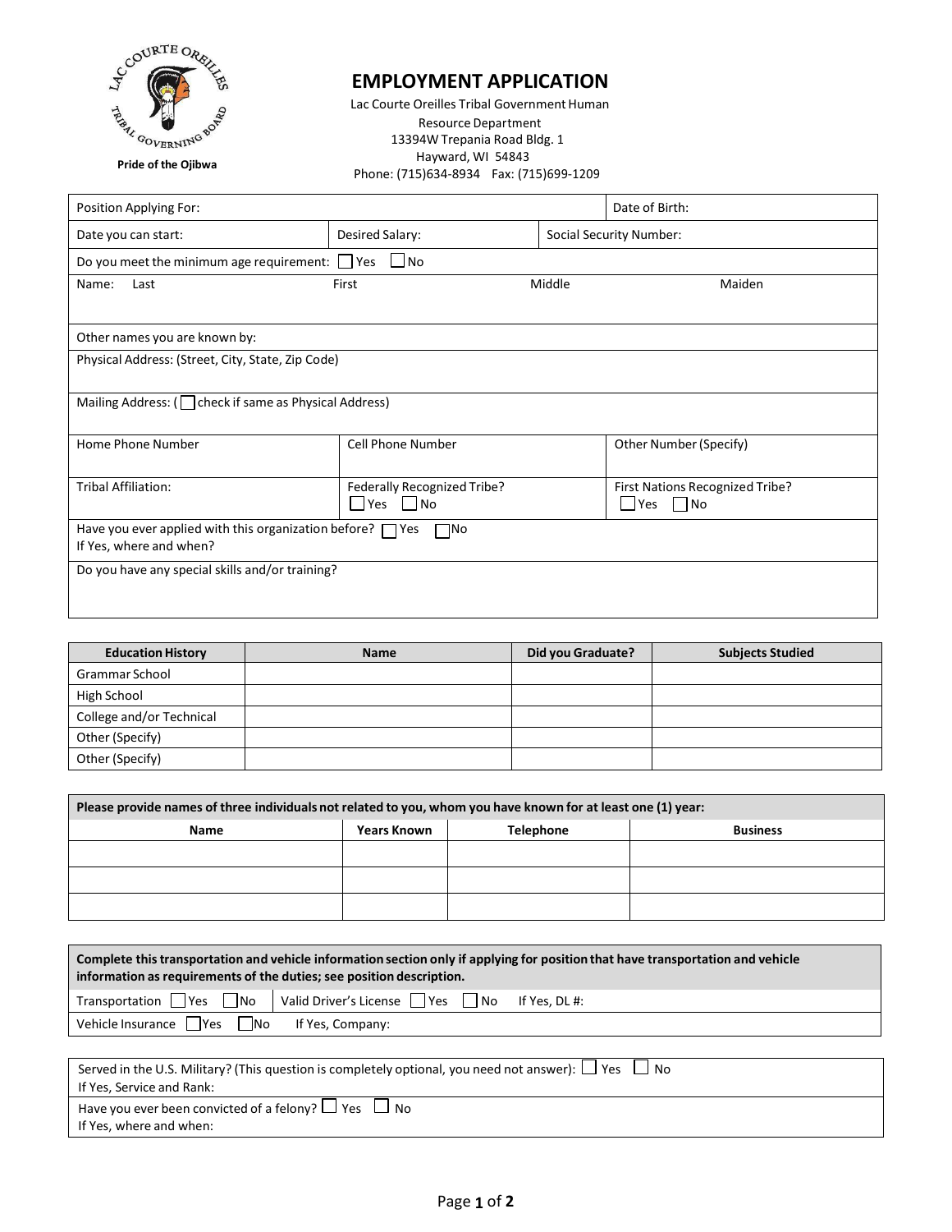Pride of the Ojibwa

# EMPLOYMENT APPLICATION

Lac Courte Oreilles Tribal Government Human Resource Department
13394W Trepania Road Bldg. 1
Hayward, WI 54843
Phone: (715)634-8934 Fax: (715)699-1209

| Position Applying For: | | Date of Birth: |
|---|---|---|
| Date you can start: | Desired Salary: | Social Security Number: |

Do you meet the minimum age requirement: ☐ Yes ☐ No

Name: Last | First | Middle | Maiden

Other names you are known by:

Physical Address: (Street, City, State, Zip Code)

Mailing Address: (☐ check if same as Physical Address)

| Home Phone Number | Cell Phone Number | Other Number (Specify) |
|---|---|---|
| Tribal Affiliation: | Federally Recognized Tribe? ☐ Yes ☐ No | First Nations Recognized Tribe? ☐ Yes ☐ No |

Have you ever applied with this organization before? ☐ Yes ☐ No
If Yes, where and when?

Do you have any special skills and/or training?

| Education History | Name | Did you Graduate? | Subjects Studied |
|---|---|---|---|
| Grammar School | | | |
| High School | | | |
| College and/or Technical | | | |
| Other (Specify) | | | |
| Other (Specify) | | | |

**Please provide names of three individuals not related to you, whom you have known for at least one (1) year:**

| Name | Years Known | Telephone | Business |
|---|---|---|---|
| | | | |
| | | | |
| | | | |

**Complete this transportation and vehicle information section only if applying for position that have transportation and vehicle information as requirements of the duties; see position description.**

Transportation ☐ Yes ☐ No | Valid Driver's License ☐ Yes ☐ No If Yes, DL #:

Vehicle Insurance ☐ Yes ☐ No If Yes, Company:

Served in the U.S. Military? (This question is completely optional, you need not answer): ☐ Yes ☐ No
If Yes, Service and Rank:

Have you ever been convicted of a felony? ☐ Yes ☐ No
If Yes, where and when: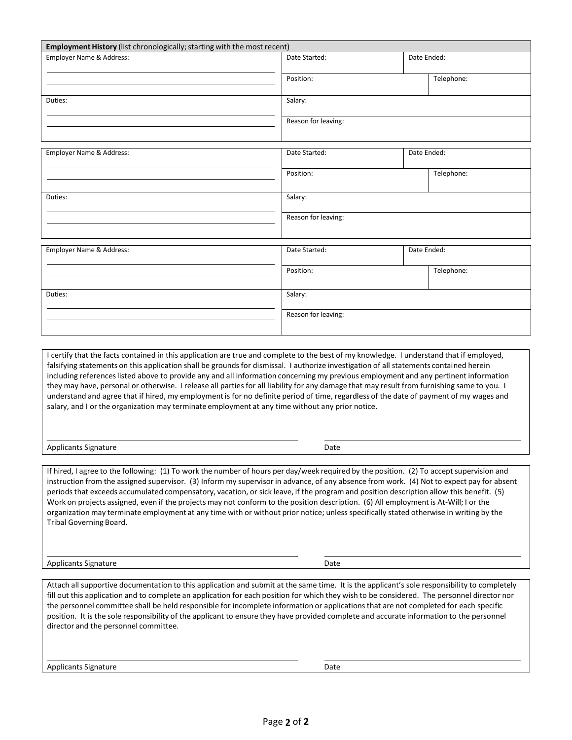**Employment History** (list chronologically; starting with the most recent)

| Employer Name & Address: | Date Started: | Date Ended: |
|---|---|---|
| | Position: | Telephone: |
| Duties: | Salary: | |
| | Reason for leaving: | |

| Employer Name & Address: | Date Started: | Date Ended: |
|---|---|---|
| | Position: | Telephone: |
| Duties: | Salary: | |
| | Reason for leaving: | |

| Employer Name & Address: | Date Started: | Date Ended: |
|---|---|---|
| | Position: | Telephone: |
| Duties: | Salary: | |
| | Reason for leaving: | |

I certify that the facts contained in this application are true and complete to the best of my knowledge. I understand that if employed, falsifying statements on this application shall be grounds for dismissal. I authorize investigation of all statements contained herein including references listed above to provide any and all information concerning my previous employment and any pertinent information they may have, personal or otherwise. I release all parties for all liability for any damage that may result from furnishing same to you. I understand and agree that if hired, my employment is for no definite period of time, regardless of the date of payment of my wages and salary, and I or the organization may terminate employment at any time without any prior notice.

Applicants Signature ______________________ Date ______________________

If hired, I agree to the following: (1) To work the number of hours per day/week required by the position. (2) To accept supervision and instruction from the assigned supervisor. (3) Inform my supervisor in advance, of any absence from work. (4) Not to expect pay for absent periods that exceeds accumulated compensatory, vacation, or sick leave, if the program and position description allow this benefit. (5) Work on projects assigned, even if the projects may not conform to the position description. (6) All employment is At-Will; I or the organization may terminate employment at any time with or without prior notice; unless specifically stated otherwise in writing by the Tribal Governing Board.

Applicants Signature ______________________ Date ______________________

Attach all supportive documentation to this application and submit at the same time. It is the applicant's sole responsibility to completely fill out this application and to complete an application for each position for which they wish to be considered. The personnel director nor the personnel committee shall be held responsible for incomplete information or applications that are not completed for each specific position. It is the sole responsibility of the applicant to ensure they have provided complete and accurate information to the personnel director and the personnel committee.

Applicants Signature ______________________ Date ______________________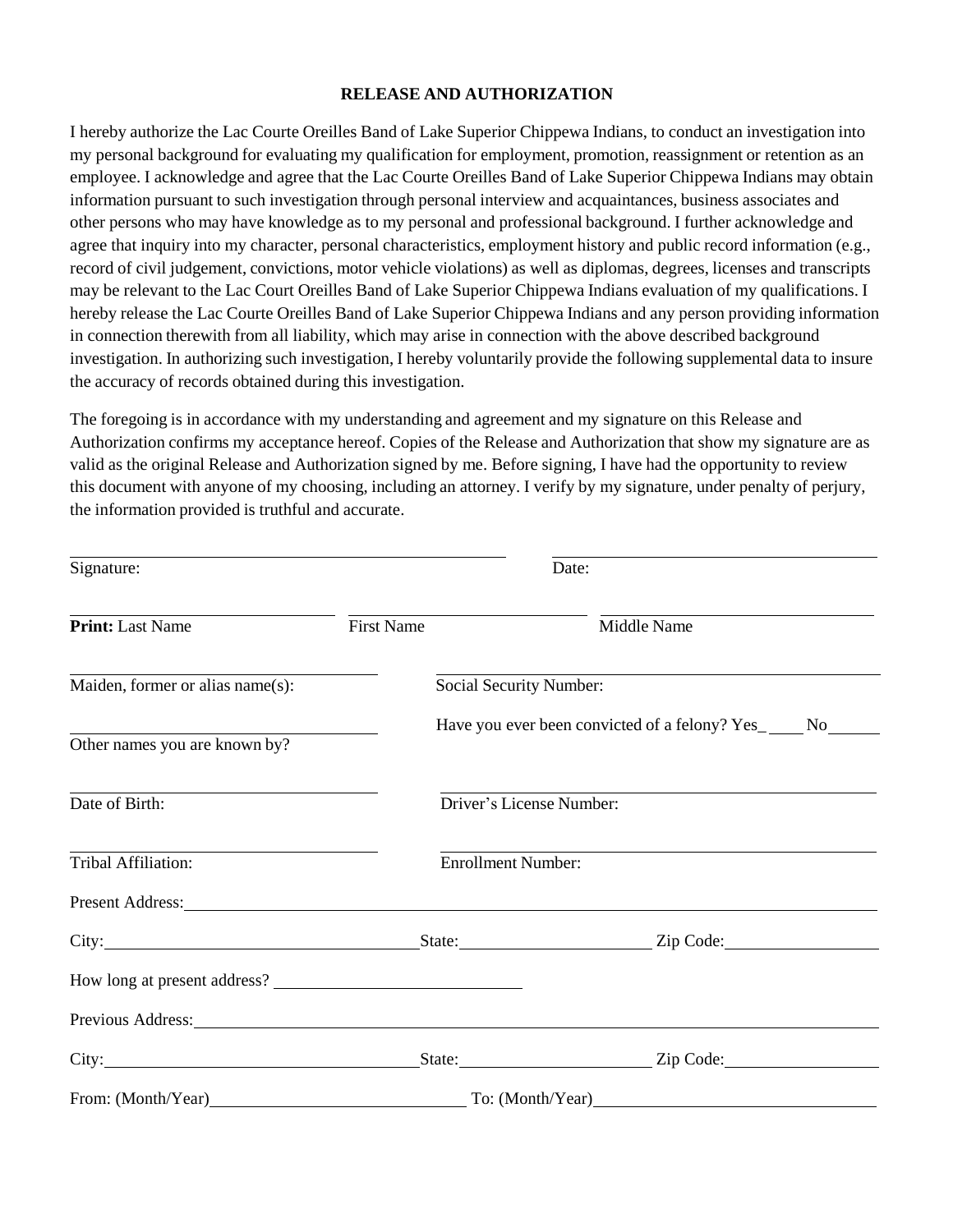## RELEASE AND AUTHORIZATION

I hereby authorize the Lac Courte Oreilles Band of Lake Superior Chippewa Indians, to conduct an investigation into my personal background for evaluating my qualification for employment, promotion, reassignment or retention as an employee. I acknowledge and agree that the Lac Courte Oreilles Band of Lake Superior Chippewa Indians may obtain information pursuant to such investigation through personal interview and acquaintances, business associates and other persons who may have knowledge as to my personal and professional background. I further acknowledge and agree that inquiry into my character, personal characteristics, employment history and public record information (e.g., record of civil judgement, convictions, motor vehicle violations) as well as diplomas, degrees, licenses and transcripts may be relevant to the Lac Court Oreilles Band of Lake Superior Chippewa Indians evaluation of my qualifications. I hereby release the Lac Courte Oreilles Band of Lake Superior Chippewa Indians and any person providing information in connection therewith from all liability, which may arise in connection with the above described background investigation. In authorizing such investigation, I hereby voluntarily provide the following supplemental data to insure the accuracy of records obtained during this investigation.

The foregoing is in accordance with my understanding and agreement and my signature on this Release and Authorization confirms my acceptance hereof. Copies of the Release and Authorization that show my signature are as valid as the original Release and Authorization signed by me. Before signing, I have had the opportunity to review this document with anyone of my choosing, including an attorney. I verify by my signature, under penalty of perjury, the information provided is truthful and accurate.

Signature: ______________________________ Date: ______________________________

______________________ ______________________ ______________________
**Print:** Last Name First Name Middle Name

Maiden, former or alias name(s): ______________________ Social Security Number: ______________________

Other names you are known by? ______________________ Have you ever been convicted of a felony? Yes____ No______

Date of Birth: ______________________ Driver's License Number: ______________________

Tribal Affiliation: ______________________ Enrollment Number: ______________________

Present Address: ______________________________________________

City: ______________________ State: ______________________ Zip Code: ______________________

How long at present address? ______________________

Previous Address: ______________________________________________

City: ______________________ State: ______________________ Zip Code: ______________________

From: (Month/Year) ______________________ To: (Month/Year) ______________________